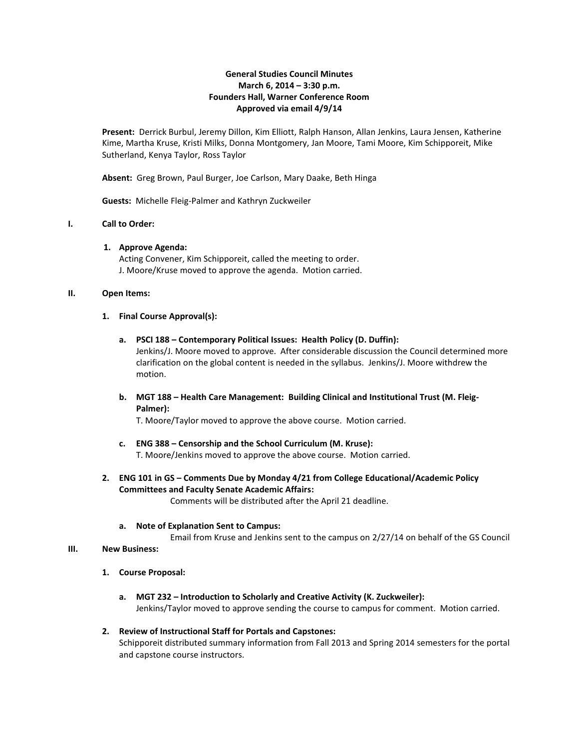# General Studies Council Minutes
**March 6, 2014 – 3:30 p.m.**
**Founders Hall, Warner Conference Room**
**Approved via email 4/9/14**

**Present:** Derrick Burbul, Jeremy Dillon, Kim Elliott, Ralph Hanson, Allan Jenkins, Laura Jensen, Katherine Kime, Martha Kruse, Kristi Milks, Donna Montgomery, Jan Moore, Tami Moore, Kim Schipporeit, Mike Sutherland, Kenya Taylor, Ross Taylor

**Absent:** Greg Brown, Paul Burger, Joe Carlson, Mary Daake, Beth Hinga

**Guests:** Michelle Fleig-Palmer and Kathryn Zuckweiler

## I. Call to Order:

1. **Approve Agenda:**
   Acting Convener, Kim Schipporeit, called the meeting to order.
   J. Moore/Kruse moved to approve the agenda. Motion carried.

## II. Open Items:

1. **Final Course Approval(s):**

   a. **PSCI 188 – Contemporary Political Issues: Health Policy (D. Duffin):**
   Jenkins/J. Moore moved to approve. After considerable discussion the Council determined more clarification on the global content is needed in the syllabus. Jenkins/J. Moore withdrew the motion.

   b. **MGT 188 – Health Care Management: Building Clinical and Institutional Trust (M. Fleig-Palmer):**
   T. Moore/Taylor moved to approve the above course. Motion carried.

   c. **ENG 388 – Censorship and the School Curriculum (M. Kruse):**
   T. Moore/Jenkins moved to approve the above course. Motion carried.

2. **ENG 101 in GS – Comments Due by Monday 4/21 from College Educational/Academic Policy Committees and Faculty Senate Academic Affairs:**
   Comments will be distributed after the April 21 deadline.

   a. **Note of Explanation Sent to Campus:**
   Email from Kruse and Jenkins sent to the campus on 2/27/14 on behalf of the GS Council

## III. New Business:

1. **Course Proposal:**

   a. **MGT 232 – Introduction to Scholarly and Creative Activity (K. Zuckweiler):**
   Jenkins/Taylor moved to approve sending the course to campus for comment. Motion carried.

2. **Review of Instructional Staff for Portals and Capstones:**
   Schipporeit distributed summary information from Fall 2013 and Spring 2014 semesters for the portal and capstone course instructors.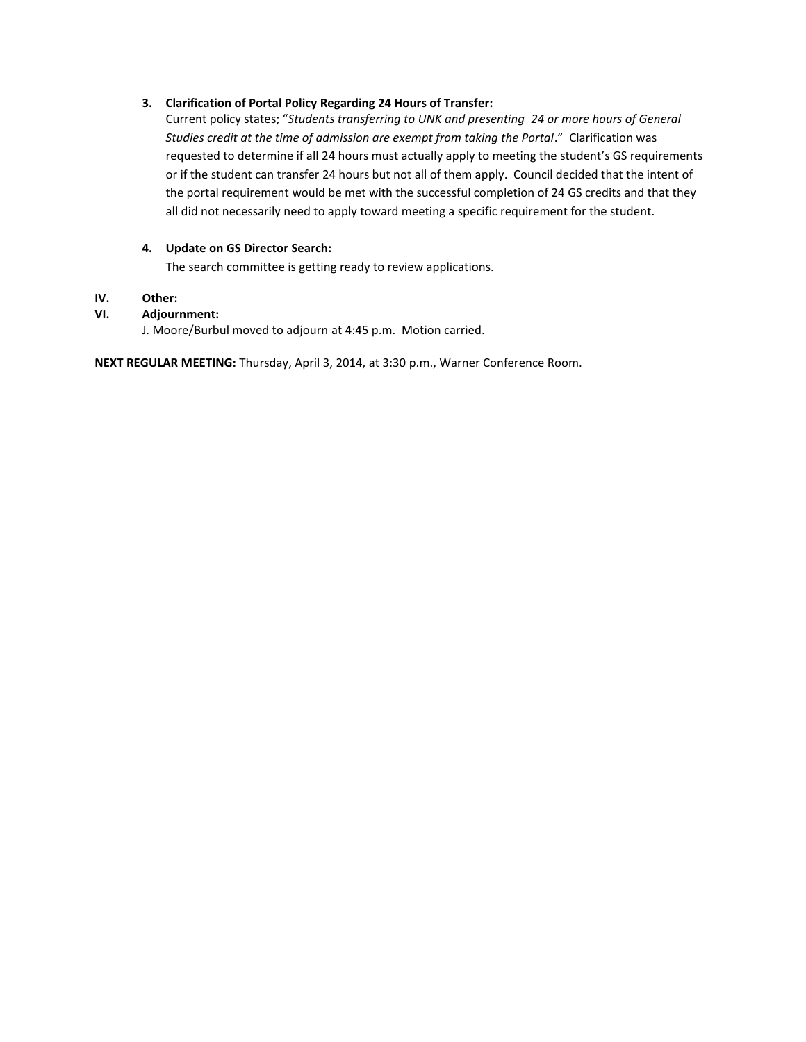3. **Clarification of Portal Policy Regarding 24 Hours of Transfer:**
   Current policy states; "*Students transferring to UNK and presenting 24 or more hours of General Studies credit at the time of admission are exempt from taking the Portal*." Clarification was requested to determine if all 24 hours must actually apply to meeting the student's GS requirements or if the student can transfer 24 hours but not all of them apply. Council decided that the intent of the portal requirement would be met with the successful completion of 24 GS credits and that they all did not necessarily need to apply toward meeting a specific requirement for the student.

4. **Update on GS Director Search:**
   The search committee is getting ready to review applications.

**IV. Other:**

**VI. Adjournment:**

J. Moore/Burbul moved to adjourn at 4:45 p.m. Motion carried.

**NEXT REGULAR MEETING:** Thursday, April 3, 2014, at 3:30 p.m., Warner Conference Room.